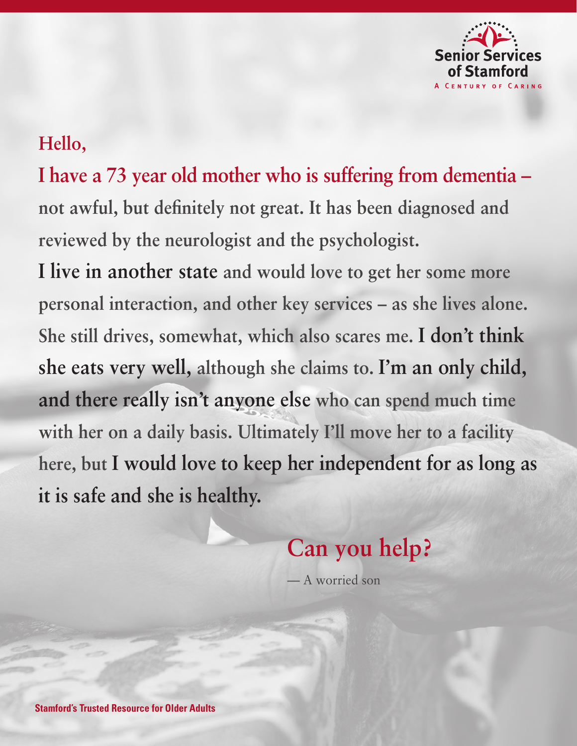Senior Services of Stamford

A Century of Caring

Hello,

I have a 73 year old mother who is suffering from dementia – not awful, but definitely not great. It has been diagnosed and reviewed by the neurologist and the psychologist.

**I live in another state** and would love to get her some more personal interaction, and other key services – as she lives alone. She still drives, somewhat, which also scares me. **I don't think she eats very well,** although she claims to. **I'm an only child, and there really isn't anyone else** who can spend much time with her on a daily basis. Ultimately I'll move her to a facility here, but **I would love to keep her independent for as long as it is safe and she is healthy.**

## Can you help?

— A worried son

**Stamford's Trusted Resource for Older Adults**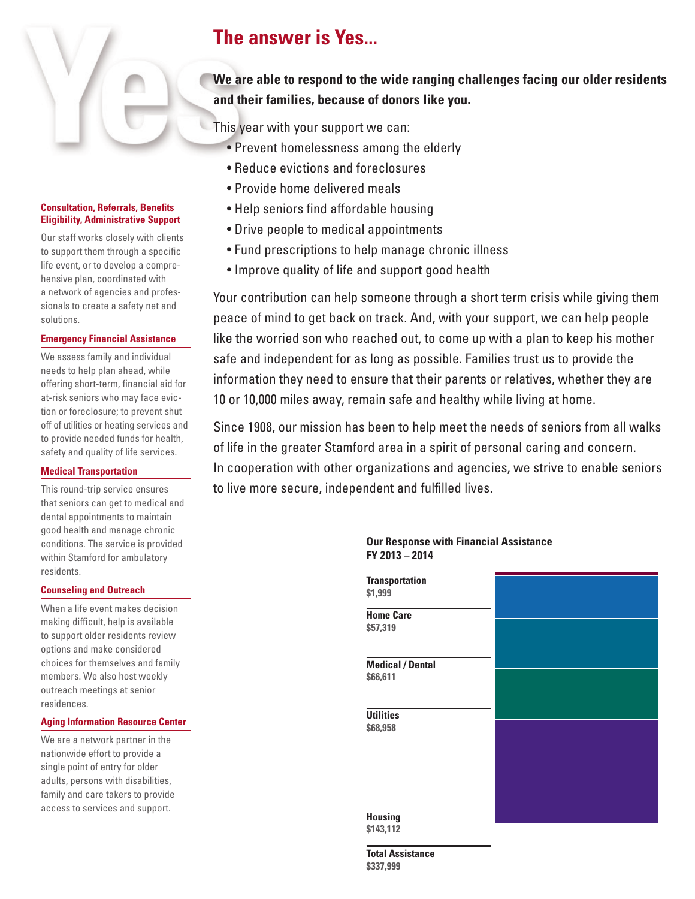# The answer is Yes...

**We are able to respond to the wide ranging challenges facing our older residents and their families, because of donors like you.**

This year with your support we can:

- Prevent homelessness among the elderly
- Reduce evictions and foreclosures
- Provide home delivered meals
- Help seniors find affordable housing
- Drive people to medical appointments
- Fund prescriptions to help manage chronic illness
- Improve quality of life and support good health

Your contribution can help someone through a short term crisis while giving them peace of mind to get back on track. And, with your support, we can help people like the worried son who reached out, to come up with a plan to keep his mother safe and independent for as long as possible. Families trust us to provide the information they need to ensure that their parents or relatives, whether they are 10 or 10,000 miles away, remain safe and healthy while living at home.

Since 1908, our mission has been to help meet the needs of seniors from all walks of life in the greater Stamford area in a spirit of personal caring and concern. In cooperation with other organizations and agencies, we strive to enable seniors to live more secure, independent and fulfilled lives.

### Consultation, Referrals, Benefits Eligibility, Administrative Support

Our staff works closely with clients to support them through a specific life event, or to develop a comprehensive plan, coordinated with a network of agencies and professionals to create a safety net and solutions.

### Emergency Financial Assistance

We assess family and individual needs to help plan ahead, while offering short-term, financial aid for at-risk seniors who may face eviction or foreclosure; to prevent shut off of utilities or heating services and to provide needed funds for health, safety and quality of life services.

### Medical Transportation

This round-trip service ensures that seniors can get to medical and dental appointments to maintain good health and manage chronic conditions. The service is provided within Stamford for ambulatory residents.

### Counseling and Outreach

When a life event makes decision making difficult, help is available to support older residents review options and make considered choices for themselves and family members. We also host weekly outreach meetings at senior residences.

### Aging Information Resource Center

We are a network partner in the nationwide effort to provide a single point of entry for older adults, persons with disabilities, family and care takers to provide access to services and support.

**Our Response with Financial Assistance FY 2013 – 2014**

| Category | Amount |
|---|---|
| Transportation | $1,999 |
| Home Care | $57,319 |
| Medical / Dental | $66,611 |
| Utilities | $68,958 |
| Housing | $143,112 |
| **Total Assistance** | **$337,999** |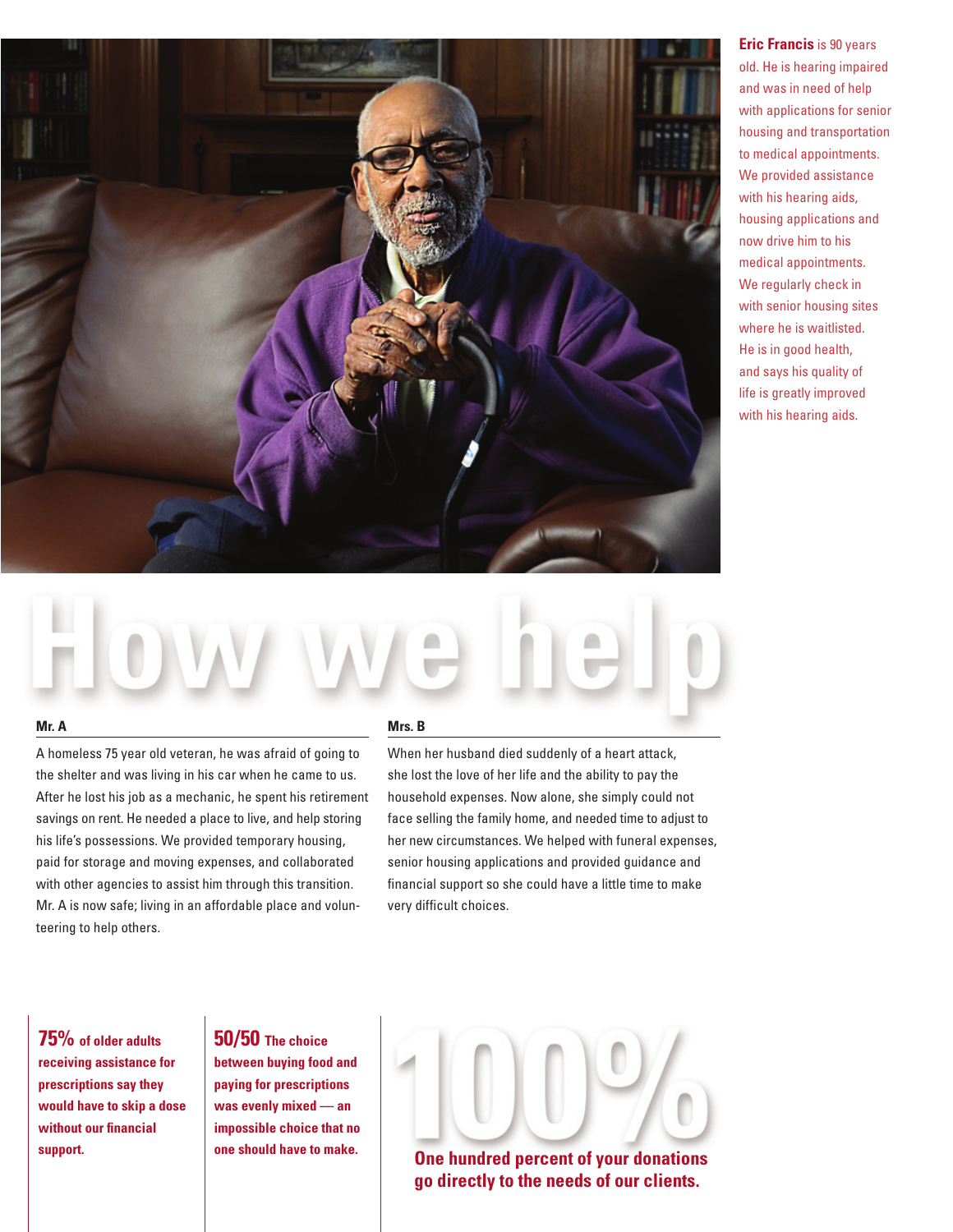**Eric Francis** is 90 years old. He is hearing impaired and was in need of help with applications for senior housing and transportation to medical appointments. We provided assistance with his hearing aids, housing applications and now drive him to his medical appointments. We regularly check in with senior housing sites where he is waitlisted. He is in good health, and says his quality of life is greatly improved with his hearing aids.

# How we help

**Mr. A**

A homeless 75 year old veteran, he was afraid of going to the shelter and was living in his car when he came to us. After he lost his job as a mechanic, he spent his retirement savings on rent. He needed a place to live, and help storing his life's possessions. We provided temporary housing, paid for storage and moving expenses, and collaborated with other agencies to assist him through this transition. Mr. A is now safe; living in an affordable place and volunteering to help others.

**Mrs. B**

When her husband died suddenly of a heart attack, she lost the love of her life and the ability to pay the household expenses. Now alone, she simply could not face selling the family home, and needed time to adjust to her new circumstances. We helped with funeral expenses, senior housing applications and provided guidance and financial support so she could have a little time to make very difficult choices.

**75%** **of older adults receiving assistance for prescriptions say they would have to skip a dose without our financial support.**

**50/50** **The choice between buying food and paying for prescriptions was evenly mixed — an impossible choice that no one should have to make.**

**100%**

**One hundred percent of your donations go directly to the needs of our clients.**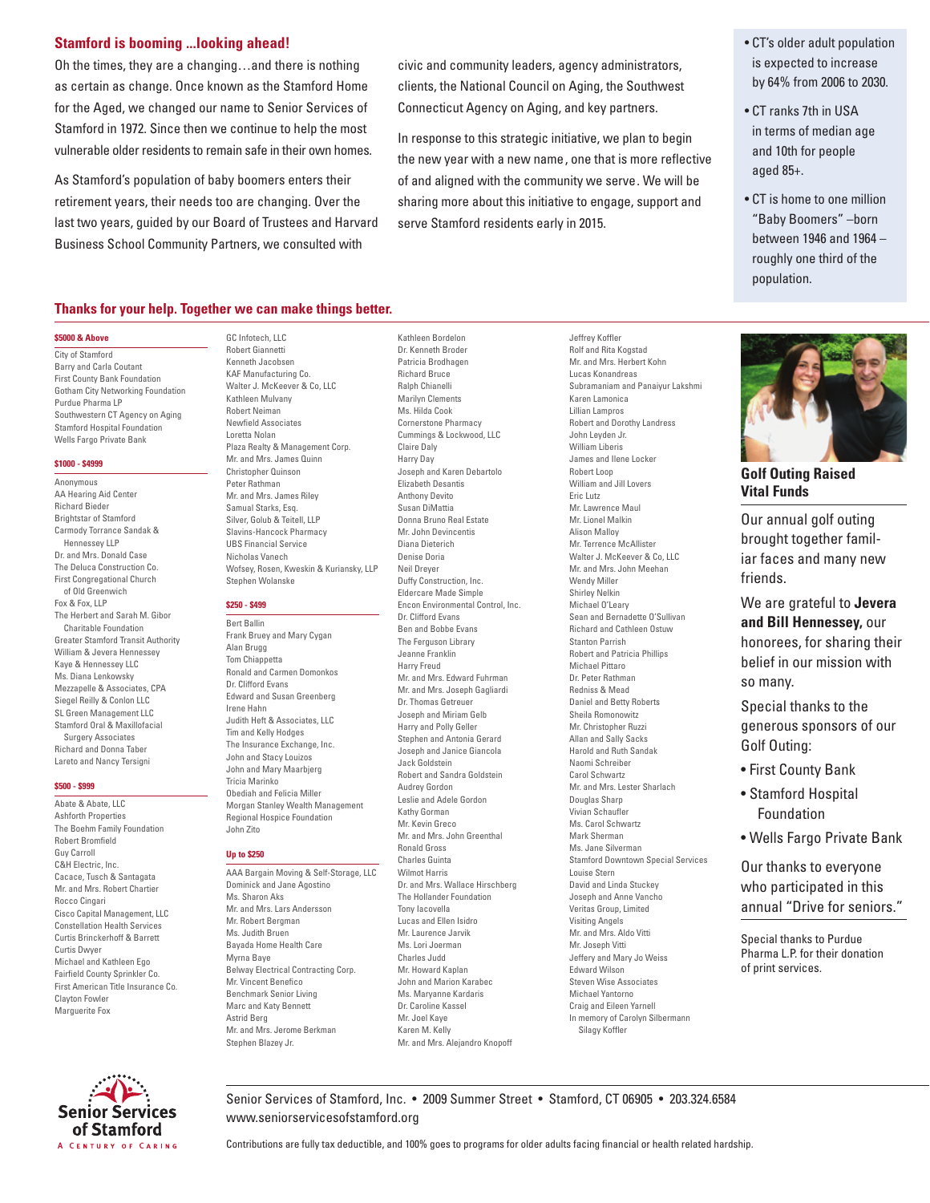## Stamford is booming ...looking ahead!

Oh the times, they are a changing…and there is nothing as certain as change. Once known as the Stamford Home for the Aged, we changed our name to Senior Services of Stamford in 1972. Since then we continue to help the most vulnerable older residents to remain safe in their own homes.

As Stamford's population of baby boomers enters their retirement years, their needs too are changing. Over the last two years, guided by our Board of Trustees and Harvard Business School Community Partners, we consulted with civic and community leaders, agency administrators, clients, the National Council on Aging, the Southwest Connecticut Agency on Aging, and key partners.

In response to this strategic initiative, we plan to begin the new year with a new name, one that is more reflective of and aligned with the community we serve. We will be sharing more about this initiative to engage, support and serve Stamford residents early in 2015.

- CT's older adult population is expected to increase by 64% from 2006 to 2030.
- CT ranks 7th in USA in terms of median age and 10th for people aged 85+.
- CT is home to one million "Baby Boomers" –born between 1946 and 1964 – roughly one third of the population.

## Thanks for your help. Together we can make things better.

### $5000 & Above

City of Stamford
Barry and Carla Coutant
First County Bank Foundation
Gotham City Networking Foundation
Purdue Pharma LP
Southwestern CT Agency on Aging
Stamford Hospital Foundation
Wells Fargo Private Bank

### $1000 - $4999

Anonymous
AA Hearing Aid Center
Richard Bieder
Brightstar of Stamford
Carmody Torrance Sandak & Hennessey LLP
Dr. and Mrs. Donald Case
The Deluca Construction Co.
First Congregational Church of Old Greenwich
Fox & Fox, LLP
The Herbert and Sarah M. Gibor Charitable Foundation
Greater Stamford Transit Authority
William & Jevera Hennessey
Kaye & Hennessey LLC
Ms. Diana Lenkowsky
Mezzapelle & Associates, CPA
Siegel Reilly & Conlon LLC
SL Green Management LLC
Stamford Oral & Maxillofacial Surgery Associates
Richard and Donna Taber
Lareto and Nancy Tersigni

### $500 - $999

Abate & Abate, LLC
Ashforth Properties
The Boehm Family Foundation
Robert Bromfield
Guy Carroll
C&H Electric, Inc.
Cacace, Tusch & Santagata
Mr. and Mrs. Robert Chartier
Rocco Cingari
Cisco Capital Management, LLC
Constellation Health Services
Curtis Brinckerhoff & Barrett
Curtis Dwyer
Michael and Kathleen Ego
Fairfield County Sprinkler Co.
First American Title Insurance Co.
Clayton Fowler
Marguerite Fox
GC Infotech, LLC
Robert Giannetti
Kenneth Jacobsen
KAF Manufacturing Co.
Walter J. McKeever & Co, LLC
Kathleen Mulvany
Robert Neiman
Newfield Associates
Loretta Nolan
Plaza Realty & Management Corp.
Mr. and Mrs. James Quinn
Christopher Quinson
Peter Rathman
Mr. and Mrs. James Riley
Samual Starks, Esq.
Silver, Golub & Teitell, LLP
Slavins-Hancock Pharmacy
UBS Financial Service
Nicholas Vanech
Wofsey, Rosen, Kweskin & Kuriansky, LLP
Stephen Wolanske

### $250 - $499

Bert Ballin
Frank Bruey and Mary Cygan
Alan Brugg
Tom Chiappetta
Ronald and Carmen Domonkos
Dr. Clifford Evans
Edward and Susan Greenberg
Irene Hahn
Judith Heft & Associates, LLC
Tim and Kelly Hodges
The Insurance Exchange, Inc.
John and Stacy Louizos
John and Mary Maarbjerg
Tricia Marinko
Obediah and Felicia Miller
Morgan Stanley Wealth Management
Regional Hospice Foundation
John Zito

### Up to $250

AAA Bargain Moving & Self-Storage, LLC
Dominick and Jane Agostino
Ms. Sharon Aks
Mr. and Mrs. Lars Andersson
Mr. Robert Bergman
Ms. Judith Bruen
Bayada Home Health Care
Myrna Baye
Belway Electrical Contracting Corp.
Mr. Vincent Benefico
Benchmark Senior Living
Marc and Katy Bennett
Astrid Berg
Mr. and Mrs. Jerome Berkman
Stephen Blazey Jr.
Kathleen Bordelon
Dr. Kenneth Broder
Patricia Brodhagen
Richard Bruce
Ralph Chianelli
Marilyn Clements
Ms. Hilda Cook
Cornerstone Pharmacy
Cummings & Lockwood, LLC
Claire Daly
Harry Day
Joseph and Karen Debartolo
Elizabeth Desantis
Anthony Devito
Susan DiMattia
Donna Bruno Real Estate
Mr. John Devincentis
Diana Dieterich
Denise Doria
Neil Dreyer
Duffy Construction, Inc.
Eldercare Made Simple
Encon Environmental Control, Inc.
Dr. Clifford Evans
Ben and Bobbe Evans
The Ferguson Library
Jeanne Franklin
Harry Freud
Mr. and Mrs. Edward Fuhrman
Mr. and Mrs. Joseph Gagliardi
Dr. Thomas Getreuer
Joseph and Miriam Gelb
Harry and Polly Geller
Stephen and Antonia Gerard
Joseph and Janice Giancola
Jack Goldstein
Robert and Sandra Goldstein
Audrey Gordon
Leslie and Adele Gordon
Kathy Gorman
Mr. Kevin Greco
Mr. and Mrs. John Greenthal
Ronald Gross
Charles Guinta
Wilmot Harris
Dr. and Mrs. Wallace Hirschberg
The Hollander Foundation
Tony Iacovella
Lucas and Ellen Isidro
Mr. Laurence Jarvik
Ms. Lori Joerman
Charles Judd
Mr. Howard Kaplan
John and Marion Karabec
Ms. Maryanne Kardaris
Dr. Caroline Kassel
Mr. Joel Kaye
Karen M. Kelly
Mr. and Mrs. Alejandro Knopoff
Jeffrey Koffler
Rolf and Rita Kogstad
Mr. and Mrs. Herbert Kohn
Lucas Konandreas
Subramaniam and Panaiyur Lakshmi
Karen Lamonica
Lillian Lampros
Robert and Dorothy Landress
John Leyden Jr.
William Liberis
James and Ilene Locker
Robert Loop
William and Jill Lovers
Eric Lutz
Mr. Lawrence Maul
Mr. Lionel Malkin
Alison Malloy
Mr. Terrence McAllister
Walter J. McKeever & Co, LLC
Mr. and Mrs. John Meehan
Wendy Miller
Shirley Nelkin
Michael O'Leary
Sean and Bernadette O'Sullivan
Richard and Cathleen Ostuw
Stanton Parrish
Robert and Patricia Phillips
Michael Pittaro
Dr. Peter Rathman
Redniss & Mead
Daniel and Betty Roberts
Sheila Romonowitz
Mr. Christopher Ruzzi
Allan and Sally Sacks
Harold and Ruth Sandak
Naomi Schreiber
Carol Schwartz
Mr. and Mrs. Lester Sharlach
Douglas Sharp
Vivian Schaufler
Ms. Carol Schwartz
Mark Sherman
Ms. Jane Silverman
Stamford Downtown Special Services
Louise Stern
David and Linda Stuckey
Joseph and Anne Vancho
Veritas Group, Limited
Visiting Angels
Mr. and Mrs. Aldo Vitti
Mr. Joseph Vitti
Jeffery and Mary Jo Weiss
Edward Wilson
Steven Wise Associates
Michael Yantorno
Craig and Eileen Yarnell
In memory of Carolyn Silbermann Silagy Koffler

### Golf Outing Raised Vital Funds

Our annual golf outing brought together familiar faces and many new friends.

We are grateful to **Jevera and Bill Hennessey,** our honorees, for sharing their belief in our mission with so many.

Special thanks to the generous sponsors of our Golf Outing:

- First County Bank
- Stamford Hospital Foundation
- Wells Fargo Private Bank

Our thanks to everyone who participated in this annual "Drive for seniors."

Special thanks to Purdue Pharma L.P. for their donation of print services.

Senior Services of Stamford
A Century of Caring

Senior Services of Stamford, Inc. • 2009 Summer Street • Stamford, CT 06905 • 203.324.6584
www.seniorservicesofstamford.org

Contributions are fully tax deductible, and 100% goes to programs for older adults facing financial or health related hardship.